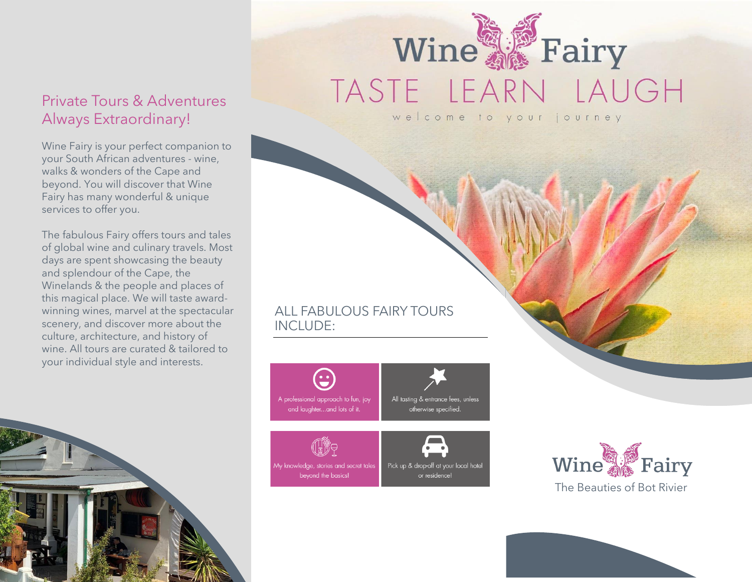## Private Tours & Adventures Always Extraordinary!

Wine Fairy is your perfect companion to your South African adventures - wine, walks & wonders of the Cape and beyond. You will discover that Wine Fairy has many wonderful & unique services to offer you.

The fabulous Fairy offers tours and tales of global wine and culinary travels. Most days are spent showcasing the beauty and splendour of the Cape, the Winelands & the people and places of this magical place. We will taste award-winning wines, marvel at the spectacular scenery, and discover more about the culture, architecture, and history of wine. All tours are curated & tailored to your individual style and interests.

# Wine Fairy

## TASTE LEARN LAUGH

welcome to your journey

### ALL FABULOUS FAIRY TOURS INCLUDE:

- A professional approach to fun, joy and laughter...and lots of it.
- All tasting & entrance fees, unless otherwise specified.
- My knowledge, stories and secret tales beyond the basics!
- Pick up & drop-off at your local hotel or residence!

# Wine Fairy

The Beauties of Bot Rivier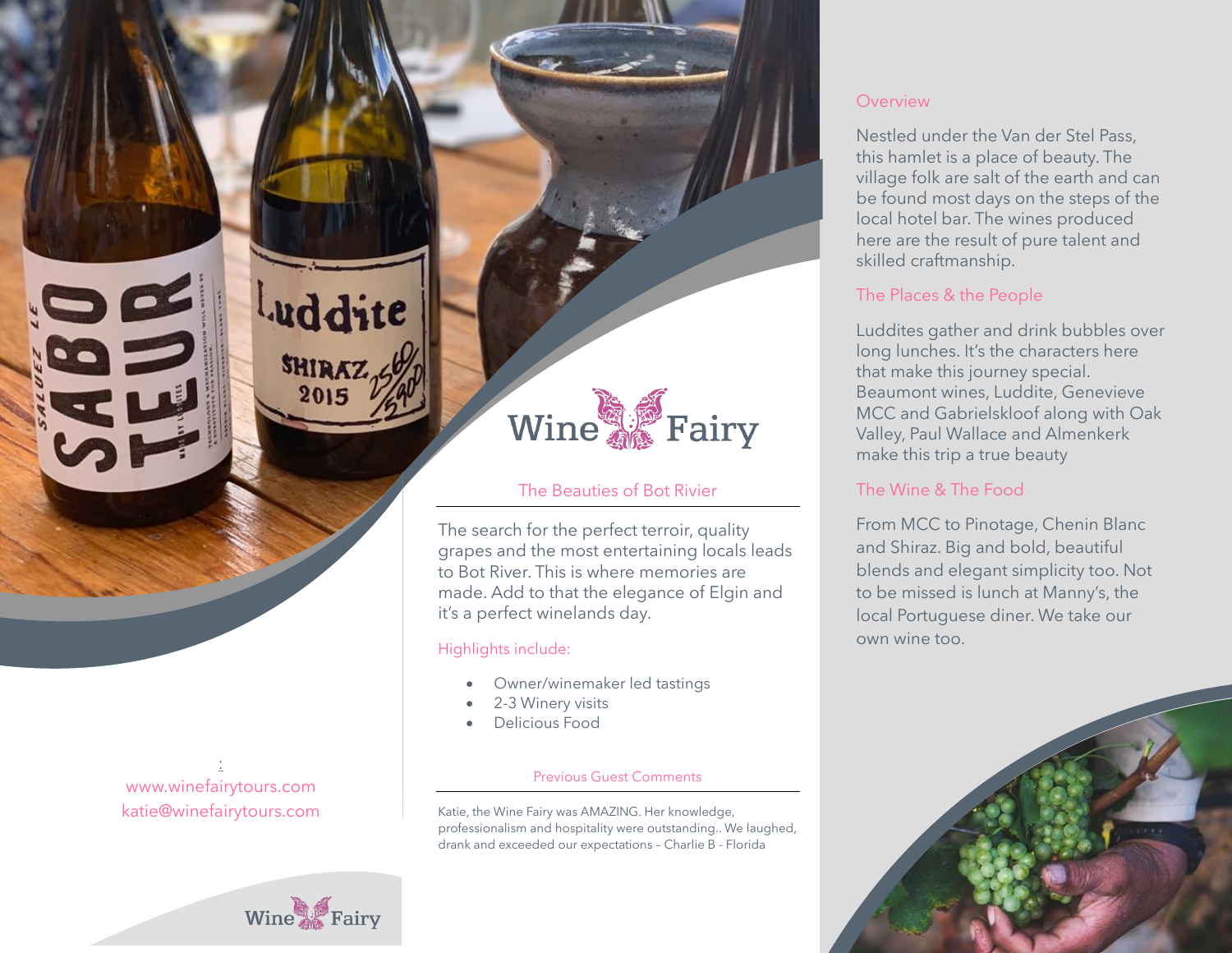Wine Fairy

## The Beauties of Bot Rivier

The search for the perfect terroir, quality grapes and the most entertaining locals leads to Bot River. This is where memories are made. Add to that the elegance of Elgin and it's a perfect winelands day.

Highlights include:

- Owner/winemaker led tastings
- 2-3 Winery visits
- Delicious Food

Previous Guest Comments

Katie, the Wine Fairy was AMAZING. Her knowledge, professionalism and hospitality were outstanding.. We laughed, drank and exceeded our expectations – Charlie B - Florida

### Overview

Nestled under the Van der Stel Pass, this hamlet is a place of beauty. The village folk are salt of the earth and can be found most days on the steps of the local hotel bar. The wines produced here are the result of pure talent and skilled craftmanship.

### The Places & the People

Luddites gather and drink bubbles over long lunches. It's the characters here that make this journey special. Beaumont wines, Luddite, Genevieve MCC and Gabrielskloof along with Oak Valley, Paul Wallace and Almenkerk make this trip a true beauty

### The Wine & The Food

From MCC to Pinotage, Chenin Blanc and Shiraz. Big and bold, beautiful blends and elegant simplicity too. Not to be missed is lunch at Manny's, the local Portuguese diner. We take our own wine too.

:
www.winefairytours.com
katie@winefairytours.com

Wine Fairy